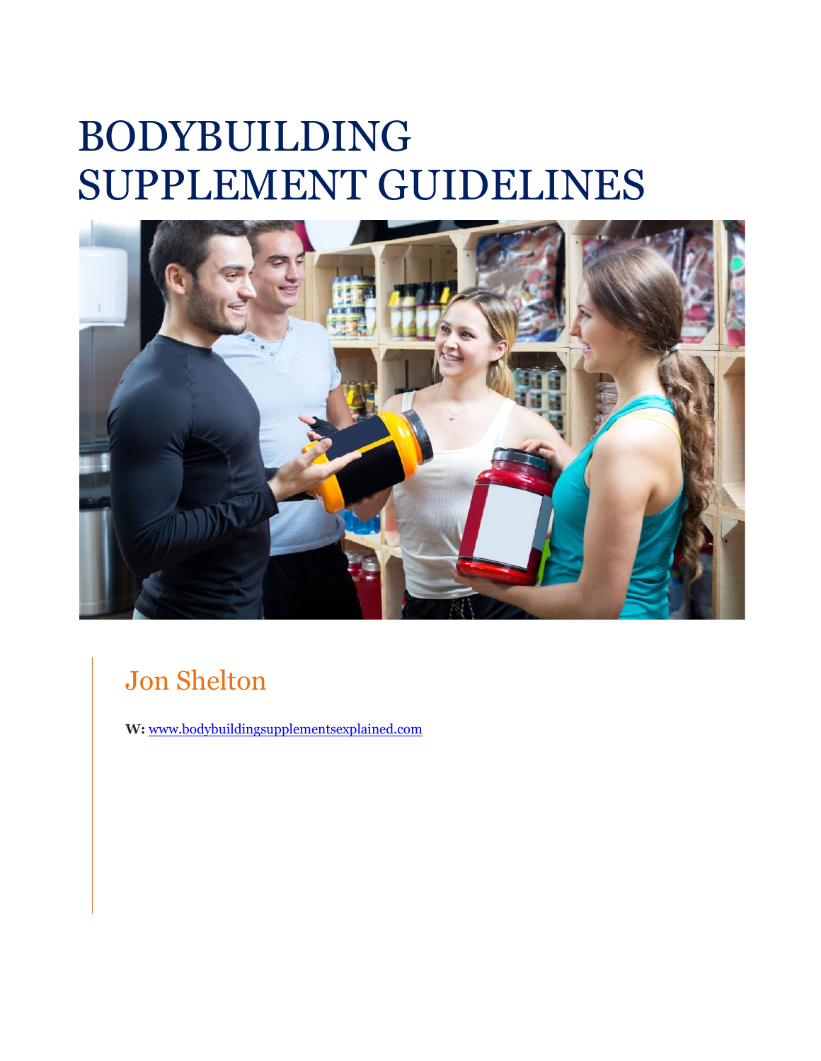# BODYBUILDING SUPPLEMENT GUIDELINES

## Jon Shelton

**W:** [www.bodybuildingsupplementsexplained.com](http://www.bodybuildingsupplementsexplained.com)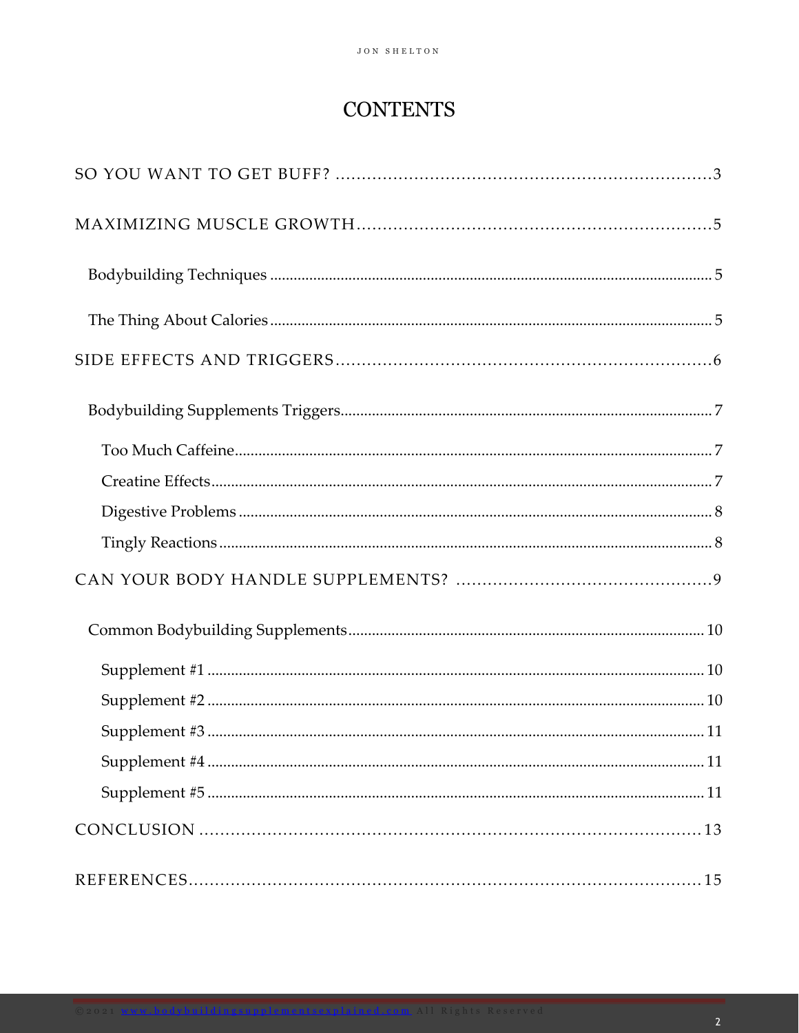# CONTENTS

SO YOU WANT TO GET BUFF? ........................................................................ 3

MAXIMIZING MUSCLE GROWTH ........................................................................ 5

- Bodybuilding Techniques ........................................................................ 5
- The Thing About Calories ........................................................................ 5

SIDE EFFECTS AND TRIGGERS ........................................................................ 6

- Bodybuilding Supplements Triggers ........................................................................ 7
  - Too Much Caffeine ........................................................................ 7
  - Creatine Effects ........................................................................ 7
  - Digestive Problems ........................................................................ 8
  - Tingly Reactions ........................................................................ 8

CAN YOUR BODY HANDLE SUPPLEMENTS? ........................................................................ 9

- Common Bodybuilding Supplements ........................................................................ 10
  - Supplement #1 ........................................................................ 10
  - Supplement #2 ........................................................................ 10
  - Supplement #3 ........................................................................ 11
  - Supplement #4 ........................................................................ 11
  - Supplement #5 ........................................................................ 11

CONCLUSION ........................................................................ 13

REFERENCES ........................................................................ 15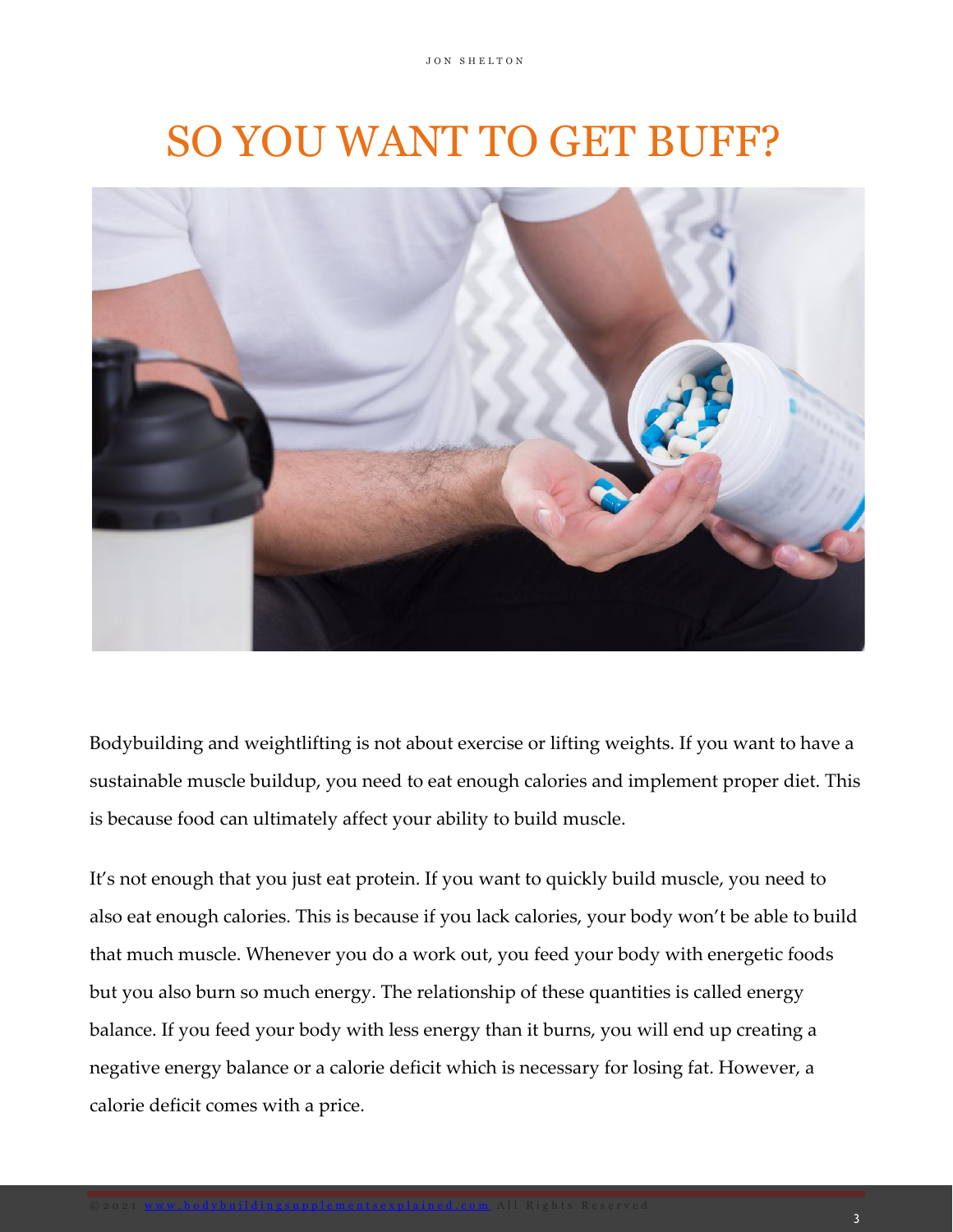# SO YOU WANT TO GET BUFF?

Bodybuilding and weightlifting is not about exercise or lifting weights. If you want to have a sustainable muscle buildup, you need to eat enough calories and implement proper diet. This is because food can ultimately affect your ability to build muscle.

It's not enough that you just eat protein. If you want to quickly build muscle, you need to also eat enough calories. This is because if you lack calories, your body won't be able to build that much muscle. Whenever you do a work out, you feed your body with energetic foods but you also burn so much energy. The relationship of these quantities is called energy balance. If you feed your body with less energy than it burns, you will end up creating a negative energy balance or a calorie deficit which is necessary for losing fat. However, a calorie deficit comes with a price.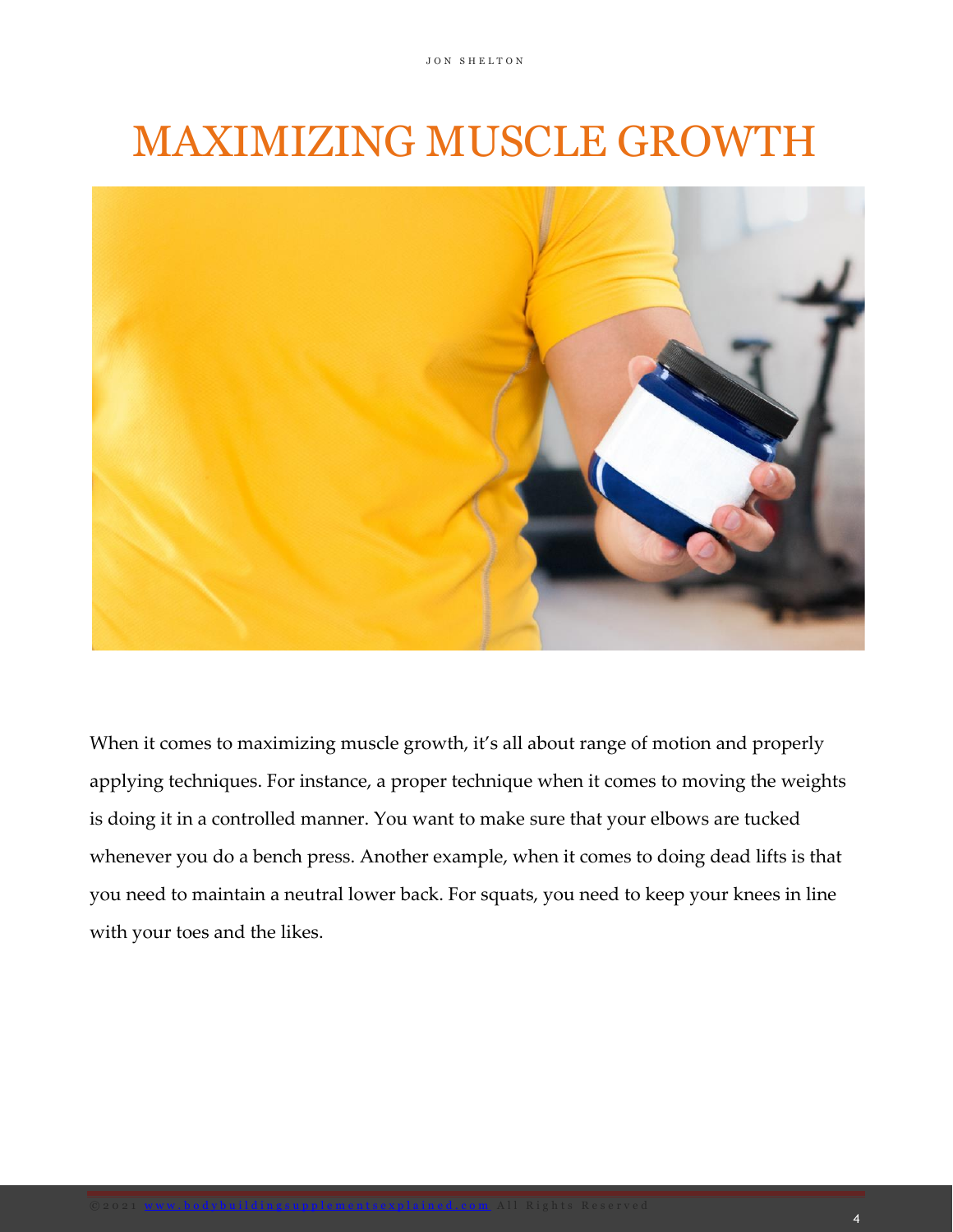# MAXIMIZING MUSCLE GROWTH

When it comes to maximizing muscle growth, it's all about range of motion and properly applying techniques. For instance, a proper technique when it comes to moving the weights is doing it in a controlled manner. You want to make sure that your elbows are tucked whenever you do a bench press. Another example, when it comes to doing dead lifts is that you need to maintain a neutral lower back. For squats, you need to keep your knees in line with your toes and the likes.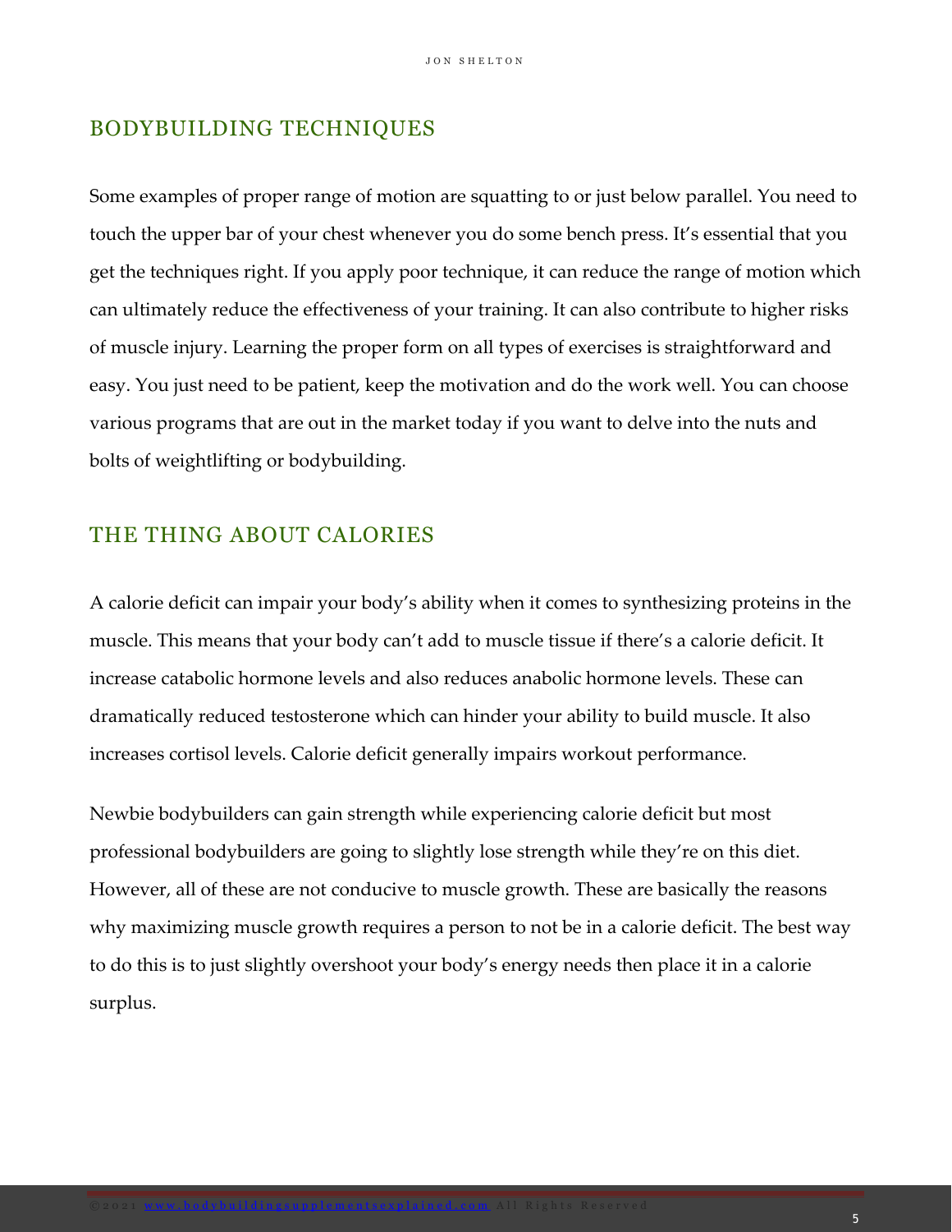## BODYBUILDING TECHNIQUES

Some examples of proper range of motion are squatting to or just below parallel. You need to touch the upper bar of your chest whenever you do some bench press. It's essential that you get the techniques right. If you apply poor technique, it can reduce the range of motion which can ultimately reduce the effectiveness of your training. It can also contribute to higher risks of muscle injury. Learning the proper form on all types of exercises is straightforward and easy. You just need to be patient, keep the motivation and do the work well. You can choose various programs that are out in the market today if you want to delve into the nuts and bolts of weightlifting or bodybuilding.

## THE THING ABOUT CALORIES

A calorie deficit can impair your body's ability when it comes to synthesizing proteins in the muscle. This means that your body can't add to muscle tissue if there's a calorie deficit. It increase catabolic hormone levels and also reduces anabolic hormone levels. These can dramatically reduced testosterone which can hinder your ability to build muscle. It also increases cortisol levels. Calorie deficit generally impairs workout performance.

Newbie bodybuilders can gain strength while experiencing calorie deficit but most professional bodybuilders are going to slightly lose strength while they're on this diet. However, all of these are not conducive to muscle growth. These are basically the reasons why maximizing muscle growth requires a person to not be in a calorie deficit. The best way to do this is to just slightly overshoot your body's energy needs then place it in a calorie surplus.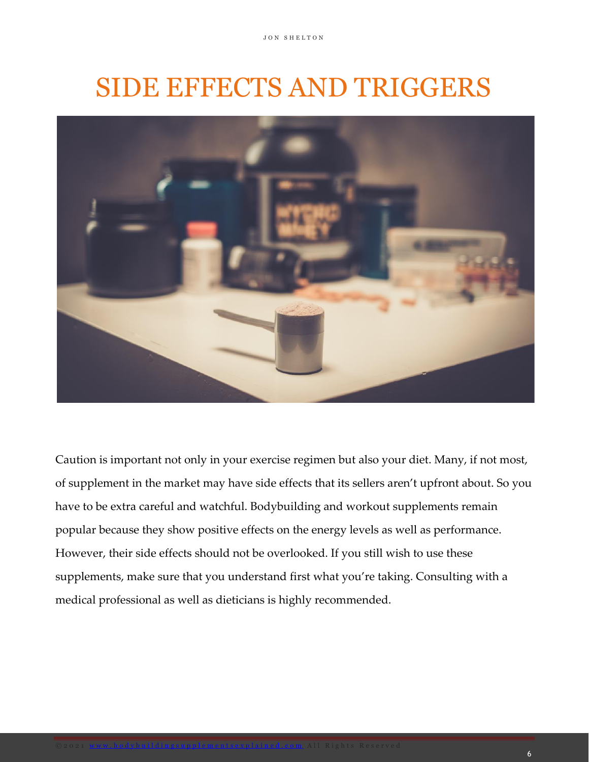# SIDE EFFECTS AND TRIGGERS

Caution is important not only in your exercise regimen but also your diet. Many, if not most, of supplement in the market may have side effects that its sellers aren't upfront about. So you have to be extra careful and watchful. Bodybuilding and workout supplements remain popular because they show positive effects on the energy levels as well as performance. However, their side effects should not be overlooked. If you still wish to use these supplements, make sure that you understand first what you're taking. Consulting with a medical professional as well as dieticians is highly recommended.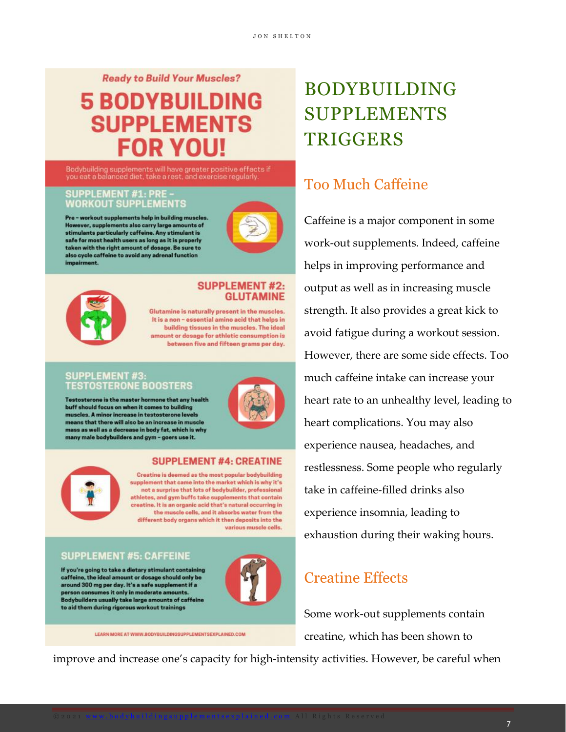Ready to Build Your Muscles?

# 5 BODYBUILDING SUPPLEMENTS FOR YOU!

Bodybuilding supplements will have greater positive effects if you eat a balanced diet, take a rest, and exercise regularly.

### SUPPLEMENT #1: PRE – WORKOUT SUPPLEMENTS

**Pre – workout supplements help in building muscles. However, supplements also carry large amounts of stimulants particularly caffeine. Any stimulant is safe for most health users as long as it is properly taken with the right amount of dosage. Be sure to also cycle caffeine to avoid any adrenal function impairment.**

### SUPPLEMENT #2: GLUTAMINE

**Glutamine is naturally present in the muscles. It is a non – essential amino acid that helps in building tissues in the muscles. The ideal amount or dosage for athletic consumption is between five and fifteen grams per day.**

### SUPPLEMENT #3: TESTOSTERONE BOOSTERS

**Testosterone is the master hormone that any health buff should focus on when it comes to building muscles. A minor increase in testosterone levels means that there will also be an increase in muscle mass as well as a decrease in body fat, which is why many male bodybuilders and gym – goers use it.**

### SUPPLEMENT #4: CREATINE

**Creatine is deemed as the most popular bodybuilding supplement that came into the market which is why it's not a surprise that lots of bodybuilder, professional athletes, and gym buffs take supplements that contain creatine. It is an organic acid that's natural occurring in the muscle cells, and it absorbs water from the different body organs which it then deposits into the various muscle cells.**

### SUPPLEMENT #5: CAFFEINE

**If you're going to take a dietary stimulant containing caffeine, the ideal amount or dosage should only be around 300 mg per day. It's a safe supplement if a person consumes it only in moderate amounts. Bodybuilders usually take large amounts of caffeine to aid them during rigorous workout trainings**

LEARN MORE AT WWW.BODYBUILDINGSUPPLEMENTSEXPLAINED.COM

# BODYBUILDING SUPPLEMENTS TRIGGERS

## Too Much Caffeine

Caffeine is a major component in some work-out supplements. Indeed, caffeine helps in improving performance and output as well as in increasing muscle strength. It also provides a great kick to avoid fatigue during a workout session. However, there are some side effects. Too much caffeine intake can increase your heart rate to an unhealthy level, leading to heart complications. You may also experience nausea, headaches, and restlessness. Some people who regularly take in caffeine-filled drinks also experience insomnia, leading to exhaustion during their waking hours.

## Creatine Effects

Some work-out supplements contain creatine, which has been shown to improve and increase one's capacity for high-intensity activities. However, be careful when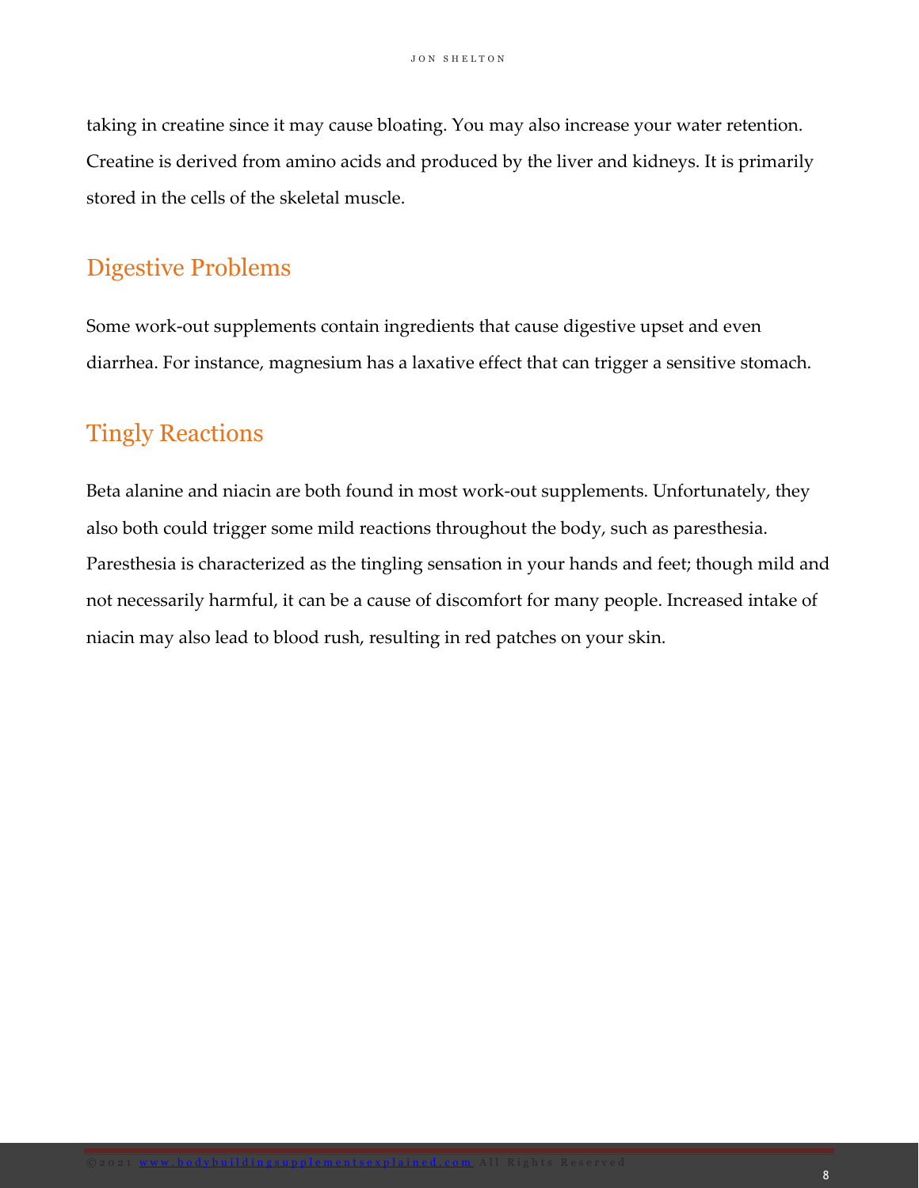taking in creatine since it may cause bloating. You may also increase your water retention. Creatine is derived from amino acids and produced by the liver and kidneys. It is primarily stored in the cells of the skeletal muscle.

## Digestive Problems

Some work-out supplements contain ingredients that cause digestive upset and even diarrhea. For instance, magnesium has a laxative effect that can trigger a sensitive stomach.

## Tingly Reactions

Beta alanine and niacin are both found in most work-out supplements. Unfortunately, they also both could trigger some mild reactions throughout the body, such as paresthesia. Paresthesia is characterized as the tingling sensation in your hands and feet; though mild and not necessarily harmful, it can be a cause of discomfort for many people. Increased intake of niacin may also lead to blood rush, resulting in red patches on your skin.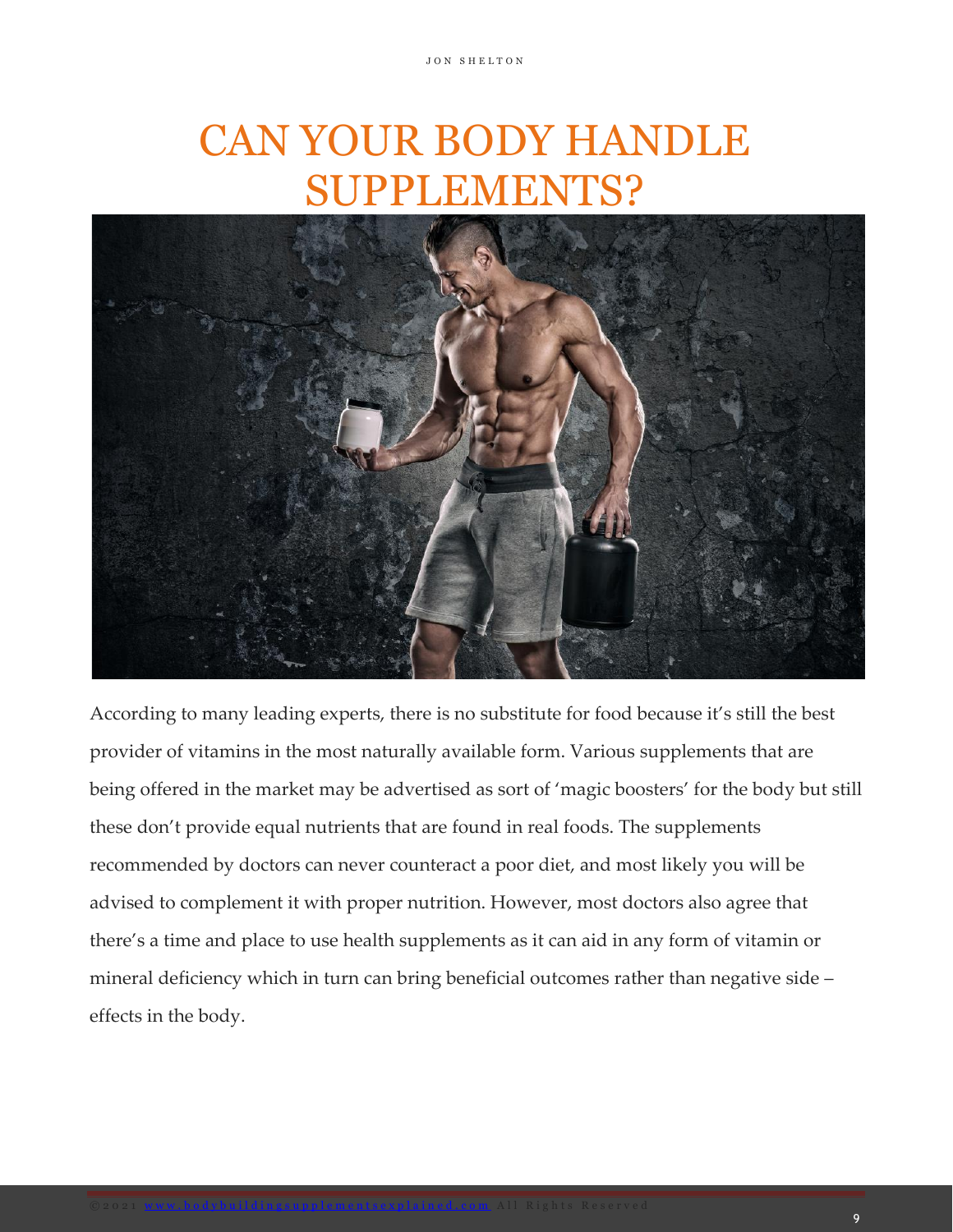# CAN YOUR BODY HANDLE SUPPLEMENTS?

According to many leading experts, there is no substitute for food because it's still the best provider of vitamins in the most naturally available form. Various supplements that are being offered in the market may be advertised as sort of 'magic boosters' for the body but still these don't provide equal nutrients that are found in real foods. The supplements recommended by doctors can never counteract a poor diet, and most likely you will be advised to complement it with proper nutrition. However, most doctors also agree that there's a time and place to use health supplements as it can aid in any form of vitamin or mineral deficiency which in turn can bring beneficial outcomes rather than negative side – effects in the body.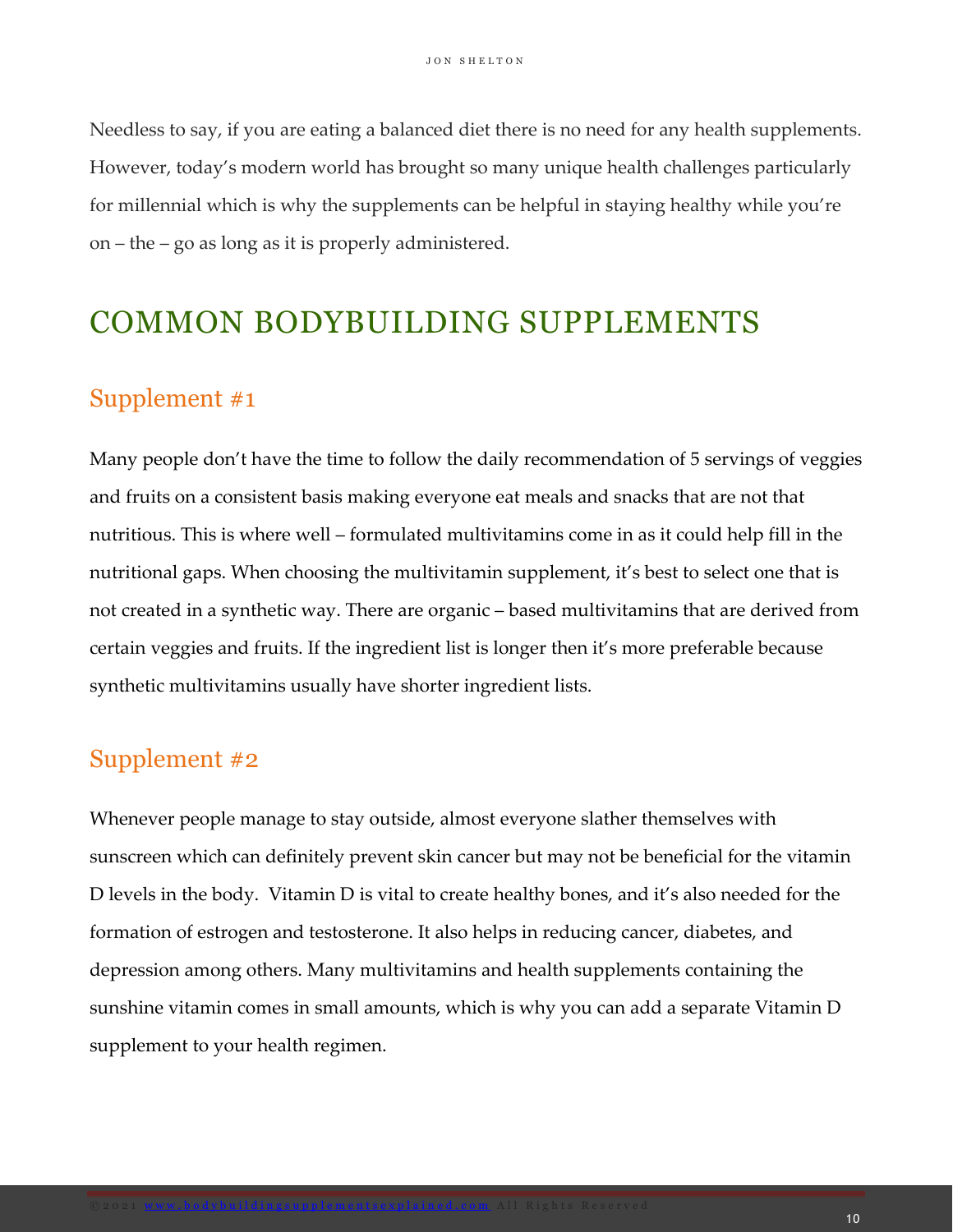Needless to say, if you are eating a balanced diet there is no need for any health supplements. However, today's modern world has brought so many unique health challenges particularly for millennial which is why the supplements can be helpful in staying healthy while you're on – the – go as long as it is properly administered.

# COMMON BODYBUILDING SUPPLEMENTS

## Supplement #1

Many people don't have the time to follow the daily recommendation of 5 servings of veggies and fruits on a consistent basis making everyone eat meals and snacks that are not that nutritious. This is where well – formulated multivitamins come in as it could help fill in the nutritional gaps. When choosing the multivitamin supplement, it's best to select one that is not created in a synthetic way. There are organic – based multivitamins that are derived from certain veggies and fruits. If the ingredient list is longer then it's more preferable because synthetic multivitamins usually have shorter ingredient lists.

## Supplement #2

Whenever people manage to stay outside, almost everyone slather themselves with sunscreen which can definitely prevent skin cancer but may not be beneficial for the vitamin D levels in the body. Vitamin D is vital to create healthy bones, and it's also needed for the formation of estrogen and testosterone. It also helps in reducing cancer, diabetes, and depression among others. Many multivitamins and health supplements containing the sunshine vitamin comes in small amounts, which is why you can add a separate Vitamin D supplement to your health regimen.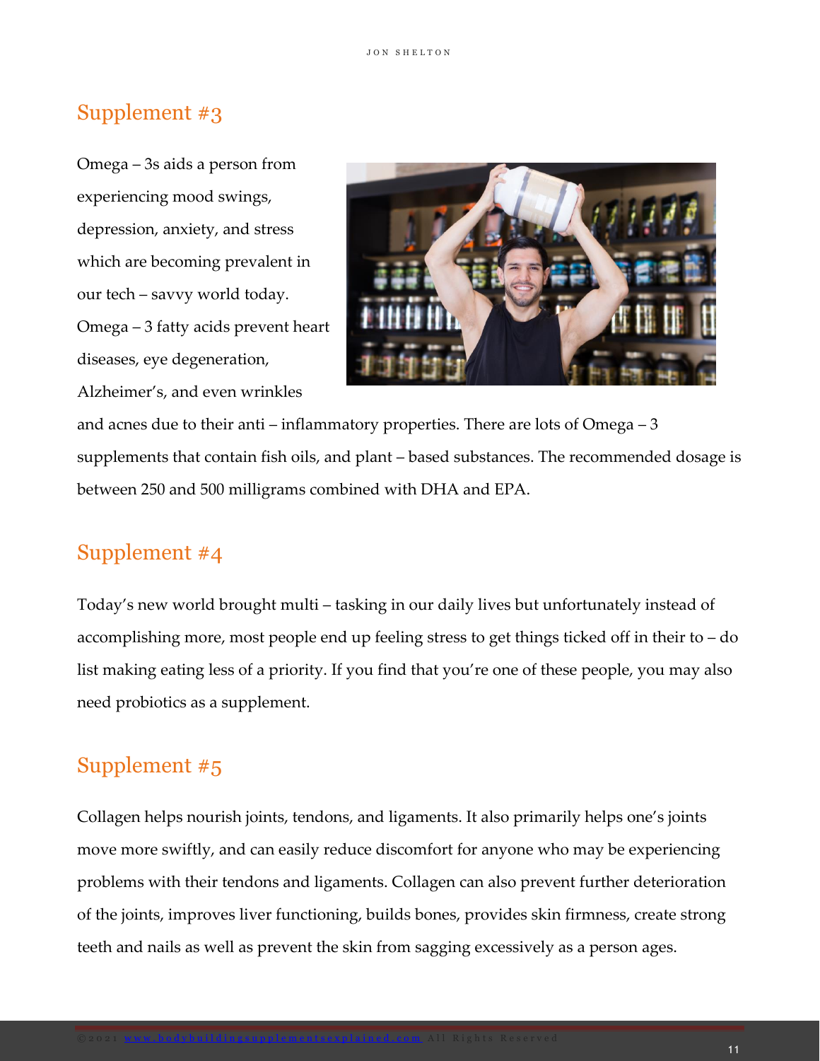## Supplement #3

Omega – 3s aids a person from experiencing mood swings, depression, anxiety, and stress which are becoming prevalent in our tech – savvy world today. Omega – 3 fatty acids prevent heart diseases, eye degeneration, Alzheimer's, and even wrinkles and acnes due to their anti – inflammatory properties. There are lots of Omega – 3 supplements that contain fish oils, and plant – based substances. The recommended dosage is between 250 and 500 milligrams combined with DHA and EPA.

## Supplement #4

Today's new world brought multi – tasking in our daily lives but unfortunately instead of accomplishing more, most people end up feeling stress to get things ticked off in their to – do list making eating less of a priority. If you find that you're one of these people, you may also need probiotics as a supplement.

## Supplement #5

Collagen helps nourish joints, tendons, and ligaments. It also primarily helps one's joints move more swiftly, and can easily reduce discomfort for anyone who may be experiencing problems with their tendons and ligaments. Collagen can also prevent further deterioration of the joints, improves liver functioning, builds bones, provides skin firmness, create strong teeth and nails as well as prevent the skin from sagging excessively as a person ages.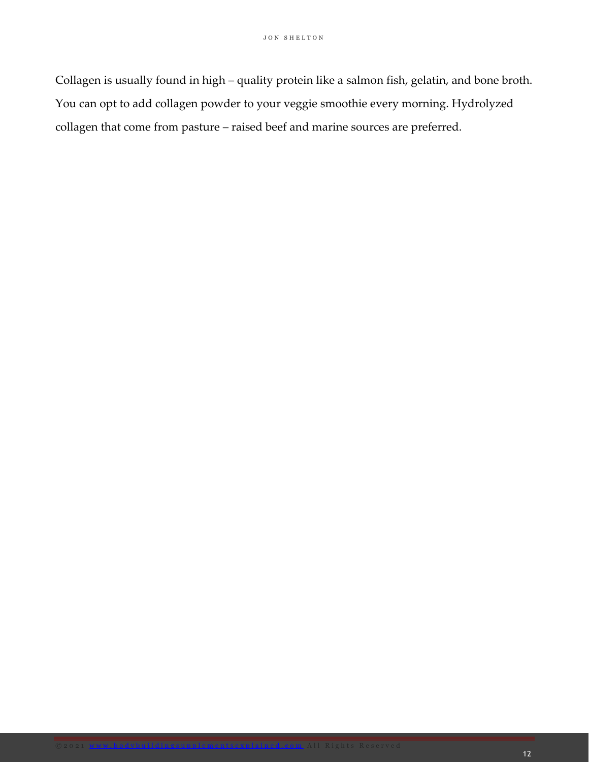Collagen is usually found in high – quality protein like a salmon fish, gelatin, and bone broth. You can opt to add collagen powder to your veggie smoothie every morning. Hydrolyzed collagen that come from pasture – raised beef and marine sources are preferred.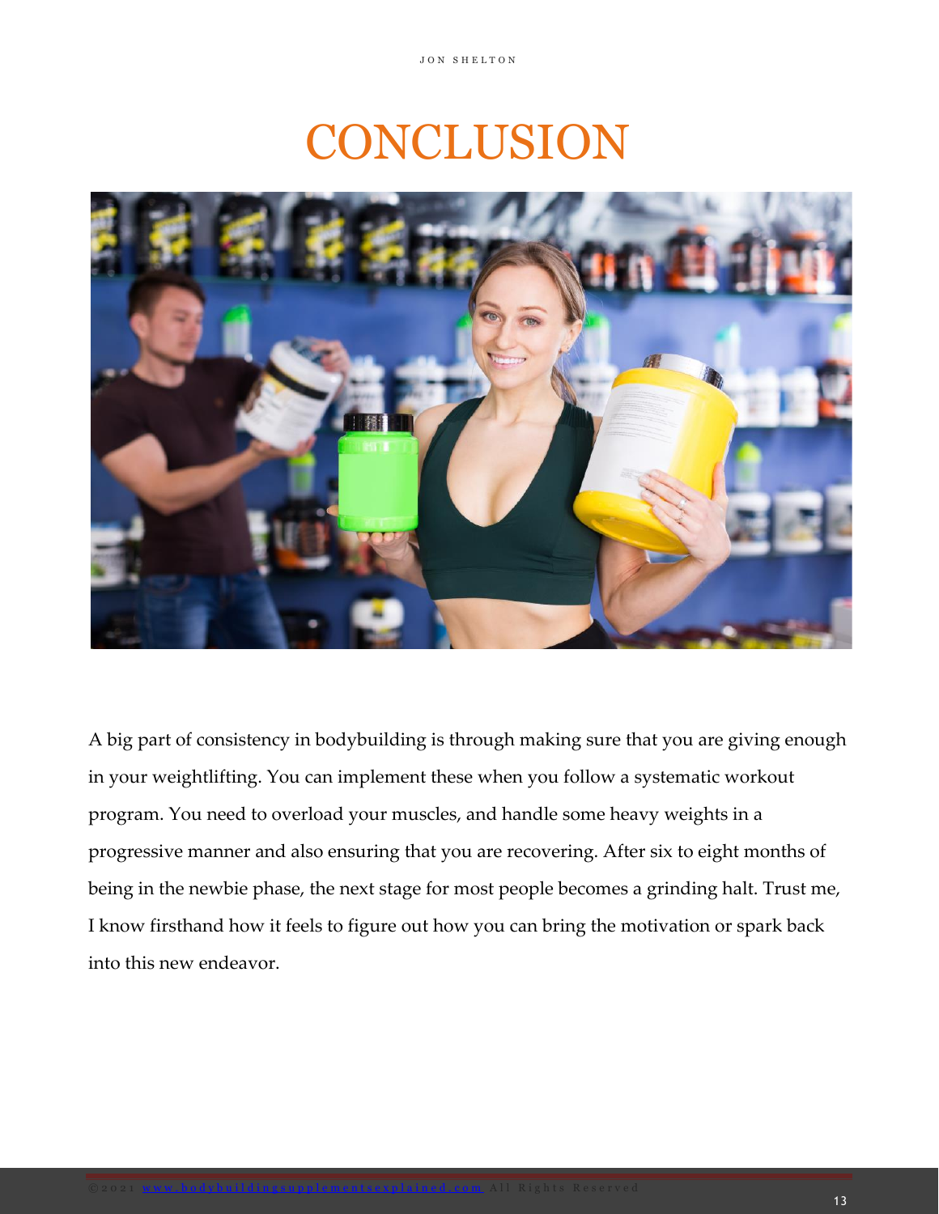# CONCLUSION

A big part of consistency in bodybuilding is through making sure that you are giving enough in your weightlifting. You can implement these when you follow a systematic workout program. You need to overload your muscles, and handle some heavy weights in a progressive manner and also ensuring that you are recovering. After six to eight months of being in the newbie phase, the next stage for most people becomes a grinding halt. Trust me, I know firsthand how it feels to figure out how you can bring the motivation or spark back into this new endeavor.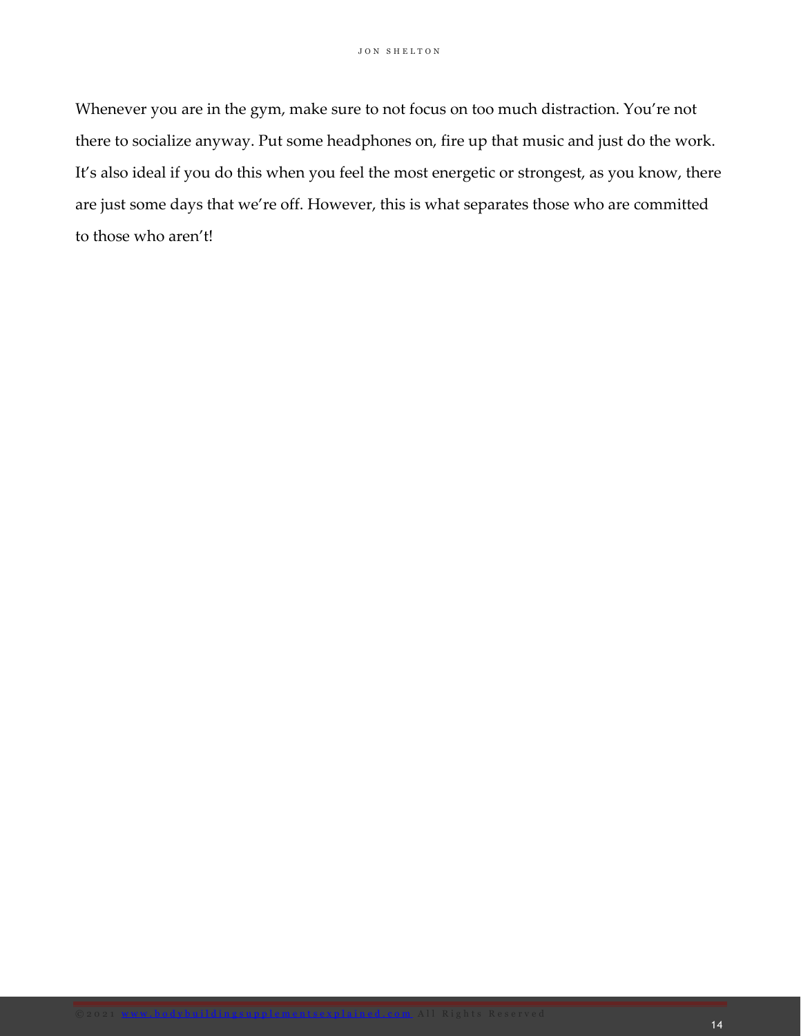Whenever you are in the gym, make sure to not focus on too much distraction. You're not there to socialize anyway. Put some headphones on, fire up that music and just do the work. It's also ideal if you do this when you feel the most energetic or strongest, as you know, there are just some days that we're off. However, this is what separates those who are committed to those who aren't!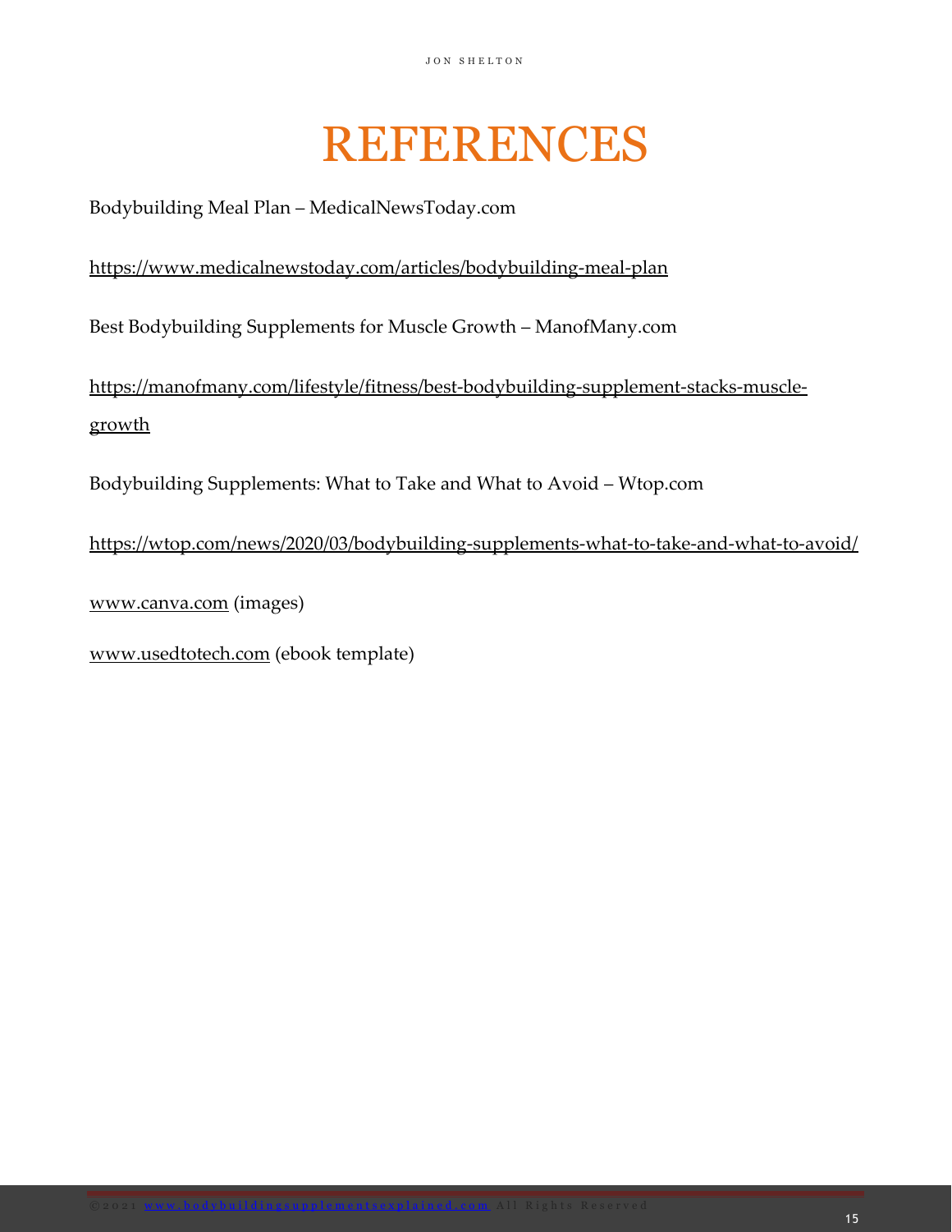# REFERENCES

Bodybuilding Meal Plan – MedicalNewsToday.com

https://www.medicalnewstoday.com/articles/bodybuilding-meal-plan

Best Bodybuilding Supplements for Muscle Growth – ManofMany.com

https://manofmany.com/lifestyle/fitness/best-bodybuilding-supplement-stacks-muscle-growth

Bodybuilding Supplements: What to Take and What to Avoid – Wtop.com

https://wtop.com/news/2020/03/bodybuilding-supplements-what-to-take-and-what-to-avoid/

www.canva.com (images)

www.usedtotech.com (ebook template)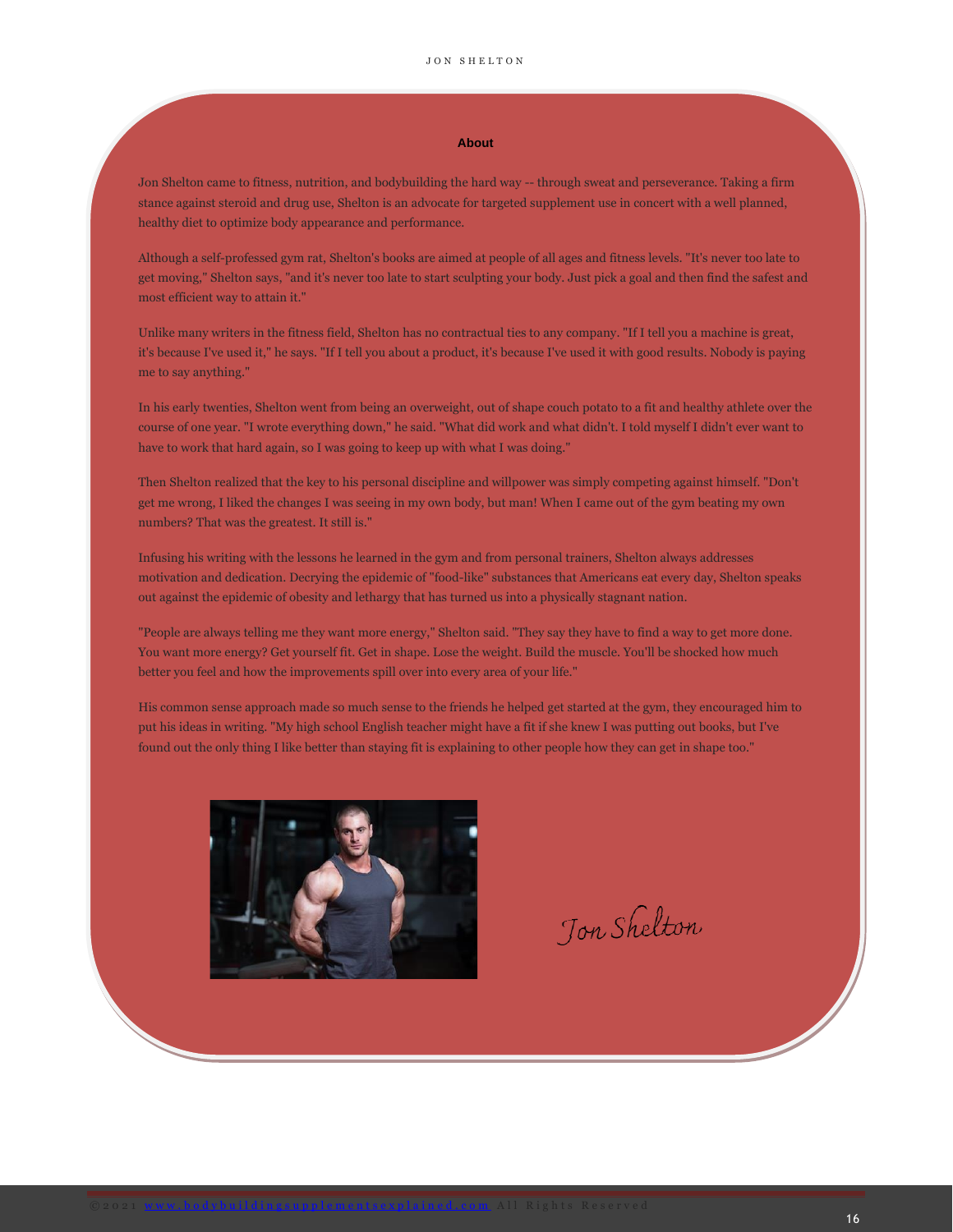## About

Jon Shelton came to fitness, nutrition, and bodybuilding the hard way -- through sweat and perseverance. Taking a firm stance against steroid and drug use, Shelton is an advocate for targeted supplement use in concert with a well planned, healthy diet to optimize body appearance and performance.

Although a self-professed gym rat, Shelton's books are aimed at people of all ages and fitness levels. "It's never too late to get moving," Shelton says, "and it's never too late to start sculpting your body. Just pick a goal and then find the safest and most efficient way to attain it."

Unlike many writers in the fitness field, Shelton has no contractual ties to any company. "If I tell you a machine is great, it's because I've used it," he says. "If I tell you about a product, it's because I've used it with good results. Nobody is paying me to say anything."

In his early twenties, Shelton went from being an overweight, out of shape couch potato to a fit and healthy athlete over the course of one year. "I wrote everything down," he said. "What did work and what didn't. I told myself I didn't ever want to have to work that hard again, so I was going to keep up with what I was doing."

Then Shelton realized that the key to his personal discipline and willpower was simply competing against himself. "Don't get me wrong, I liked the changes I was seeing in my own body, but man! When I came out of the gym beating my own numbers? That was the greatest. It still is."

Infusing his writing with the lessons he learned in the gym and from personal trainers, Shelton always addresses motivation and dedication. Decrying the epidemic of "food-like" substances that Americans eat every day, Shelton speaks out against the epidemic of obesity and lethargy that has turned us into a physically stagnant nation.

"People are always telling me they want more energy," Shelton said. "They say they have to find a way to get more done. You want more energy? Get yourself fit. Get in shape. Lose the weight. Build the muscle. You'll be shocked how much better you feel and how the improvements spill over into every area of your life."

His common sense approach made so much sense to the friends he helped get started at the gym, they encouraged him to put his ideas in writing. "My high school English teacher might have a fit if she knew I was putting out books, but I've found out the only thing I like better than staying fit is explaining to other people how they can get in shape too."

*Jon Shelton*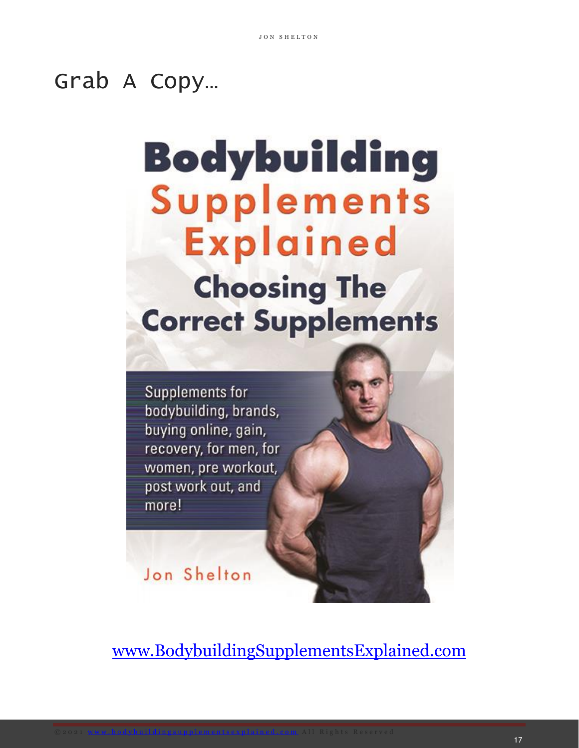# Grab A Copy…

Bodybuilding Supplements Explained

Choosing The Correct Supplements

Supplements for bodybuilding, brands, buying online, gain, recovery, for men, for women, pre workout, post work out, and more!

Jon Shelton

[www.BodybuildingSupplementsExplained.com](http://www.BodybuildingSupplementsExplained.com)